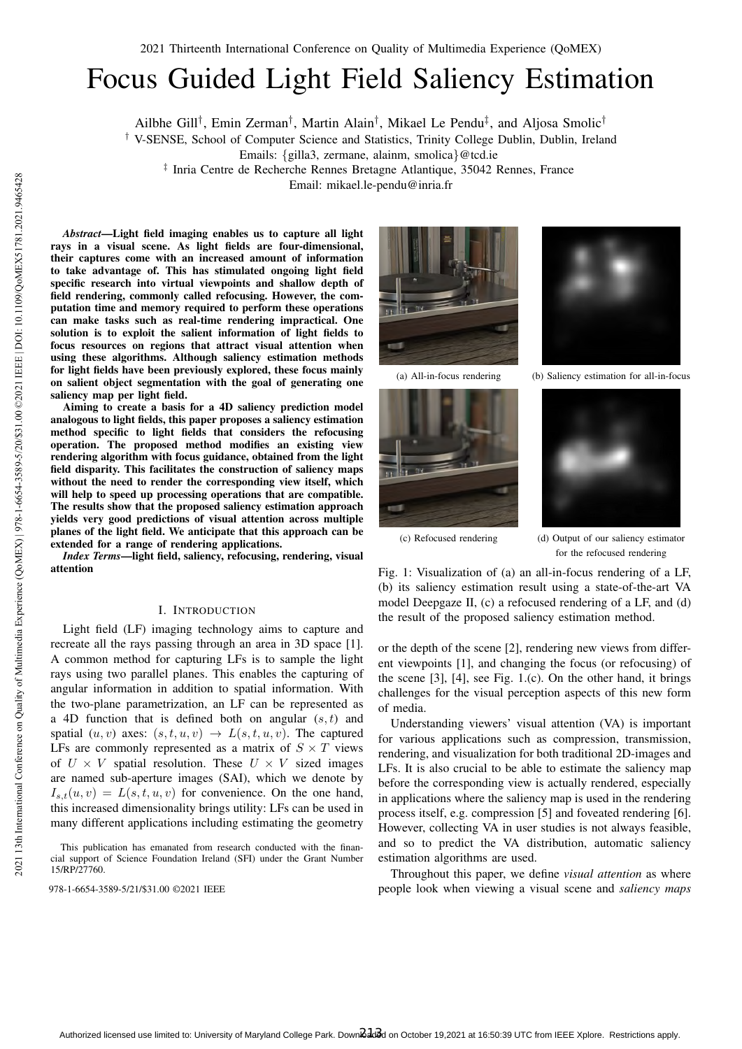# Focus Guided Light Field Saliency Estimation

Ailbhe Gill[†], Emin Zerman[†], Martin Alain[†], Mikael Le Pendu[‡], and Aljosa Smolic[†]

[†] V-SENSE, School of Computer Science and Statistics, Trinity College Dublin, Dublin, Ireland

Emails: {gilla3, zermane, alainm, smolica}@tcd.ie

[‡] Inria Centre de Recherche Rennes Bretagne Atlantique, 35042 Rennes, France

Email: mikael.le-pendu@inria.fr

***Abstract*—Light field imaging enables us to capture all light rays in a visual scene. As light fields are four-dimensional, their captures come with an increased amount of information to take advantage of. This has stimulated ongoing light field specific research into virtual viewpoints and shallow depth of field rendering, commonly called refocusing. However, the computation time and memory required to perform these operations can make tasks such as real-time rendering impractical. One solution is to exploit the salient information of light fields to focus resources on regions that attract visual attention when using these algorithms. Although saliency estimation methods for light fields have been previously explored, these focus mainly on salient object segmentation with the goal of generating one saliency map per light field.**

**Aiming to create a basis for a 4D saliency prediction model analogous to light fields, this paper proposes a saliency estimation method specific to light fields that considers the refocusing operation. The proposed method modifies an existing view rendering algorithm with focus guidance, obtained from the light field disparity. This facilitates the construction of saliency maps without the need to render the corresponding view itself, which will help to speed up processing operations that are compatible. The results show that the proposed saliency estimation approach yields very good predictions of visual attention across multiple planes of the light field. We anticipate that this approach can be extended for a range of rendering applications.**

***Index Terms*—light field, saliency, refocusing, rendering, visual attention**

(a) All-in-focus rendering

(b) Saliency estimation for all-in-focus

(c) Refocused rendering

(d) Output of our saliency estimator for the refocused rendering

Fig. 1: Visualization of (a) an all-in-focus rendering of a LF, (b) its saliency estimation result using a state-of-the-art VA model Deepgaze II, (c) a refocused rendering of a LF, and (d) the result of the proposed saliency estimation method.

## I. Introduction

Light field (LF) imaging technology aims to capture and recreate all the rays passing through an area in 3D space [1]. A common method for capturing LFs is to sample the light rays using two parallel planes. This enables the capturing of angular information in addition to spatial information. With the two-plane parametrization, an LF can be represented as a 4D function that is defined both on angular $(s,t)$ and spatial $(u,v)$ axes: $(s,t,u,v) \rightarrow L(s,t,u,v)$. The captured LFs are commonly represented as a matrix of $S \times T$ views of $U \times V$ spatial resolution. These $U \times V$ sized images are named sub-aperture images (SAI), which we denote by $I_{s,t}(u,v) = L(s,t,u,v)$ for convenience. On the one hand, this increased dimensionality brings utility: LFs can be used in many different applications including estimating the geometry or the depth of the scene [2], rendering new views from different viewpoints [1], and changing the focus (or refocusing) of the scene [3], [4], see Fig. 1.(c). On the other hand, it brings challenges for the visual perception aspects of this new form of media.

Understanding viewers' visual attention (VA) is important for various applications such as compression, transmission, rendering, and visualization for both traditional 2D-images and LFs. It is also crucial to be able to estimate the saliency map before the corresponding view is actually rendered, especially in applications where the saliency map is used in the rendering process itself, e.g. compression [5] and foveated rendering [6]. However, collecting VA in user studies is not always feasible, and so to predict the VA distribution, automatic saliency estimation algorithms are used.

Throughout this paper, we define *visual attention* as where people look when viewing a visual scene and *saliency maps*

This publication has emanated from research conducted with the financial support of Science Foundation Ireland (SFI) under the Grant Number 15/RP/27760.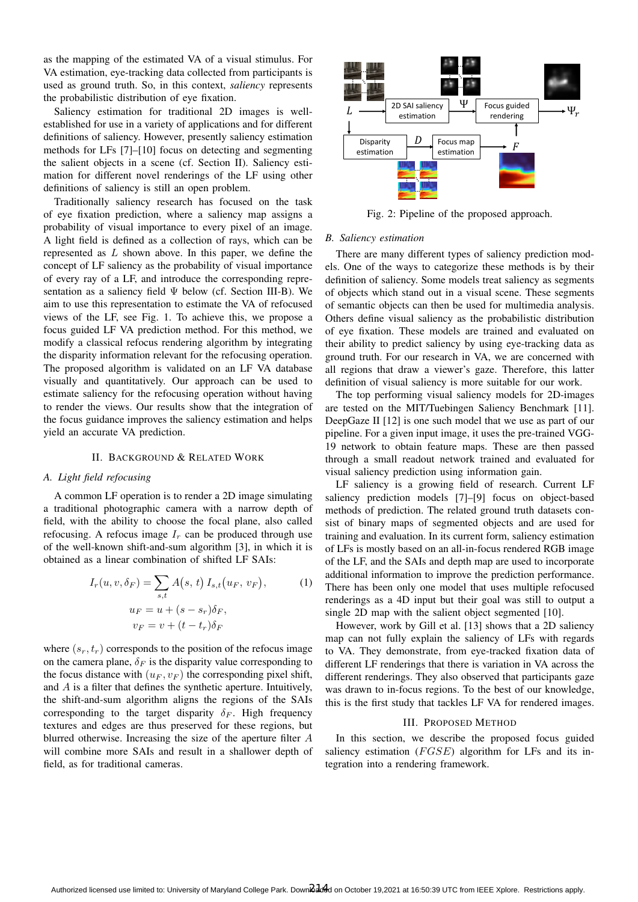as the mapping of the estimated VA of a visual stimulus. For VA estimation, eye-tracking data collected from participants is used as ground truth. So, in this context, *saliency* represents the probabilistic distribution of eye fixation.

Saliency estimation for traditional 2D images is well-established for use in a variety of applications and for different definitions of saliency. However, presently saliency estimation methods for LFs [7]–[10] focus on detecting and segmenting the salient objects in a scene (cf. Section II). Saliency estimation for different novel renderings of the LF using other definitions of saliency is still an open problem.

Traditionally saliency research has focused on the task of eye fixation prediction, where a saliency map assigns a probability of visual importance to every pixel of an image. A light field is defined as a collection of rays, which can be represented as $L$ shown above. In this paper, we define the concept of LF saliency as the probability of visual importance of every ray of a LF, and introduce the corresponding representation as a saliency field $\Psi$ below (cf. Section III-B). We aim to use this representation to estimate the VA of refocused views of the LF, see Fig. 1. To achieve this, we propose a focus guided LF VA prediction method. For this method, we modify a classical refocus rendering algorithm by integrating the disparity information relevant for the refocusing operation. The proposed algorithm is validated on an LF VA database visually and quantitatively. Our approach can be used to estimate saliency for the refocusing operation without having to render the views. Our results show that the integration of the focus guidance improves the saliency estimation and helps yield an accurate VA prediction.

## II. Background & Related Work

### A. Light field refocusing

A common LF operation is to render a 2D image simulating a traditional photographic camera with a narrow depth of field, with the ability to choose the focal plane, also called refocusing. A refocus image $I_r$ can be produced through use of the well-known shift-and-sum algorithm [3], in which it is obtained as a linear combination of shifted LF SAIs:

$$I_r(u, v, \delta_F) = \sum_{s,t} A(s,\, t)\, I_{s,t}(u_F,\, v_F), \qquad (1)$$

$$u_F = u + (s - s_r)\delta_F,$$
$$v_F = v + (t - t_r)\delta_F$$

where $(s_r, t_r)$ corresponds to the position of the refocus image on the camera plane, $\delta_F$ is the disparity value corresponding to the focus distance with $(u_F, v_F)$ the corresponding pixel shift, and $A$ is a filter that defines the synthetic aperture. Intuitively, the shift-and-sum algorithm aligns the regions of the SAIs corresponding to the target disparity $\delta_F$. High frequency textures and edges are thus preserved for these regions, but blurred otherwise. Increasing the size of the aperture filter $A$ will combine more SAIs and result in a shallower depth of field, as for traditional cameras.

Fig. 2: Pipeline of the proposed approach.

### B. Saliency estimation

There are many different types of saliency prediction models. One of the ways to categorize these methods is by their definition of saliency. Some models treat saliency as segments of objects which stand out in a visual scene. These segments of semantic objects can then be used for multimedia analysis. Others define visual saliency as the probabilistic distribution of eye fixation. These models are trained and evaluated on their ability to predict saliency by using eye-tracking data as ground truth. For our research in VA, we are concerned with all regions that draw a viewer's gaze. Therefore, this latter definition of visual saliency is more suitable for our work.

The top performing visual saliency models for 2D-images are tested on the MIT/Tuebingen Saliency Benchmark [11]. DeepGaze II [12] is one such model that we use as part of our pipeline. For a given input image, it uses the pre-trained VGG-19 network to obtain feature maps. These are then passed through a small readout network trained and evaluated for visual saliency prediction using information gain.

LF saliency is a growing field of research. Current LF saliency prediction models [7]–[9] focus on object-based methods of prediction. The related ground truth datasets consist of binary maps of segmented objects and are used for training and evaluation. In its current form, saliency estimation of LFs is mostly based on an all-in-focus rendered RGB image of the LF, and the SAIs and depth map are used to incorporate additional information to improve the prediction performance. There has been only one model that uses multiple refocused renderings as a 4D input but their goal was still to output a single 2D map with the salient object segmented [10].

However, work by Gill et al. [13] shows that a 2D saliency map can not fully explain the saliency of LFs with regards to VA. They demonstrate, from eye-tracked fixation data of different LF renderings that there is variation in VA across the different renderings. They also observed that participants gaze was drawn to in-focus regions. To the best of our knowledge, this is the first study that tackles LF VA for rendered images.

## III. Proposed Method

In this section, we describe the proposed focus guided saliency estimation ($FGSE$) algorithm for LFs and its integration into a rendering framework.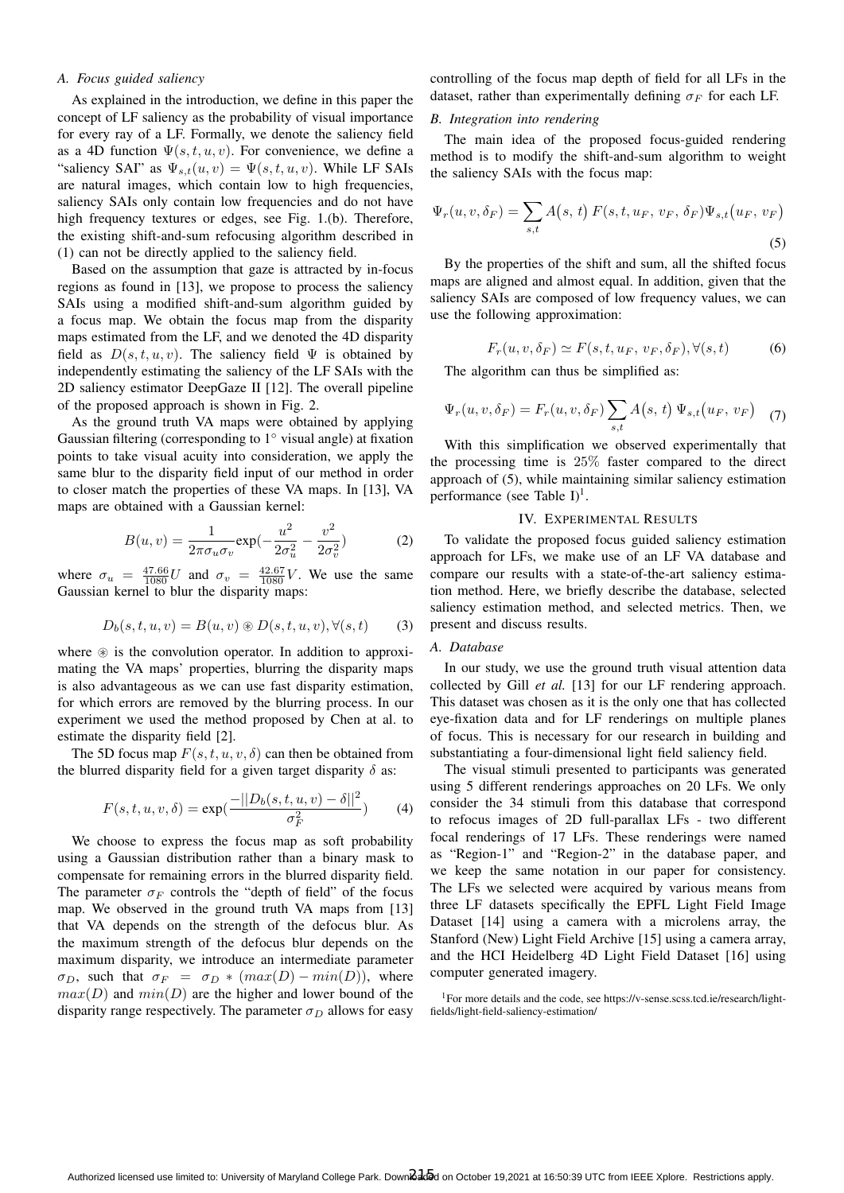### A. Focus guided saliency

As explained in the introduction, we define in this paper the concept of LF saliency as the probability of visual importance for every ray of a LF. Formally, we denote the saliency field as a 4D function $\Psi(s,t,u,v)$. For convenience, we define a "saliency SAI" as $\Psi_{s,t}(u,v) = \Psi(s,t,u,v)$. While LF SAIs are natural images, which contain low to high frequencies, saliency SAIs only contain low frequencies and do not have high frequency textures or edges, see Fig. 1.(b). Therefore, the existing shift-and-sum refocusing algorithm described in (1) can not be directly applied to the saliency field.

Based on the assumption that gaze is attracted by in-focus regions as found in [13], we propose to process the saliency SAIs using a modified shift-and-sum algorithm guided by a focus map. We obtain the focus map from the disparity maps estimated from the LF, and we denoted the 4D disparity field as $D(s,t,u,v)$. The saliency field $\Psi$ is obtained by independently estimating the saliency of the LF SAIs with the 2D saliency estimator DeepGaze II [12]. The overall pipeline of the proposed approach is shown in Fig. 2.

As the ground truth VA maps were obtained by applying Gaussian filtering (corresponding to $1^\circ$ visual angle) at fixation points to take visual acuity into consideration, we apply the same blur to the disparity field input of our method in order to closer match the properties of these VA maps. In [13], VA maps are obtained with a Gaussian kernel:

$$B(u,v) = \frac{1}{2\pi\sigma_u\sigma_v}\exp(-\frac{u^2}{2\sigma_u^2} - \frac{v^2}{2\sigma_v^2}) \tag{2}$$

where $\sigma_u = \frac{47.66}{1080}U$ and $\sigma_v = \frac{42.67}{1080}V$. We use the same Gaussian kernel to blur the disparity maps:

$$D_b(s,t,u,v) = B(u,v) \circledast D(s,t,u,v), \forall(s,t) \tag{3}$$

where $\circledast$ is the convolution operator. In addition to approximating the VA maps' properties, blurring the disparity maps is also advantageous as we can use fast disparity estimation, for which errors are removed by the blurring process. In our experiment we used the method proposed by Chen at al. to estimate the disparity field [2].

The 5D focus map $F(s,t,u,v,\delta)$ can then be obtained from the blurred disparity field for a given target disparity $\delta$ as:

$$F(s,t,u,v,\delta) = \exp(\frac{-||D_b(s,t,u,v) - \delta||^2}{\sigma_F^2}) \tag{4}$$

We choose to express the focus map as soft probability using a Gaussian distribution rather than a binary mask to compensate for remaining errors in the blurred disparity field. The parameter $\sigma_F$ controls the "depth of field" of the focus map. We observed in the ground truth VA maps from [13] that VA depends on the strength of the defocus blur. As the maximum strength of the defocus blur depends on the maximum disparity, we introduce an intermediate parameter $\sigma_D$, such that $\sigma_F = \sigma_D * (max(D) - min(D))$, where $max(D)$ and $min(D)$ are the higher and lower bound of the disparity range respectively. The parameter $\sigma_D$ allows for easy controlling of the focus map depth of field for all LFs in the dataset, rather than experimentally defining $\sigma_F$ for each LF.

### B. Integration into rendering

The main idea of the proposed focus-guided rendering method is to modify the shift-and-sum algorithm to weight the saliency SAIs with the focus map:

$$\Psi_r(u,v,\delta_F) = \sum_{s,t} A\big(s,\, t\big)\, F(s,t,u_F,\, v_F,\, \delta_F)\Psi_{s,t}\big(u_F,\, v_F\big) \tag{5}$$

By the properties of the shift and sum, all the shifted focus maps are aligned and almost equal. In addition, given that the saliency SAIs are composed of low frequency values, we can use the following approximation:

$$F_r(u,v,\delta_F) \simeq F(s,t,u_F,\, v_F, \delta_F), \forall(s,t) \tag{6}$$

The algorithm can thus be simplified as:

$$\Psi_r(u,v,\delta_F) = F_r(u,v,\delta_F)\sum_{s,t} A\big(s,\, t\big)\,\Psi_{s,t}\big(u_F,\, v_F\big) \tag{7}$$

With this simplification we observed experimentally that the processing time is $25\%$ faster compared to the direct approach of (5), while maintaining similar saliency estimation performance (see Table I)[1].

## IV. Experimental Results

To validate the proposed focus guided saliency estimation approach for LFs, we make use of an LF VA database and compare our results with a state-of-the-art saliency estimation method. Here, we briefly describe the database, selected saliency estimation method, and selected metrics. Then, we present and discuss results.

### A. Database

In our study, we use the ground truth visual attention data collected by Gill *et al.* [13] for our LF rendering approach. This dataset was chosen as it is the only one that has collected eye-fixation data and for LF renderings on multiple planes of focus. This is necessary for our research in building and substantiating a four-dimensional light field saliency field.

The visual stimuli presented to participants was generated using 5 different renderings approaches on 20 LFs. We only consider the 34 stimuli from this database that correspond to refocus images of 2D full-parallax LFs - two different focal renderings of 17 LFs. These renderings were named as "Region-1" and "Region-2" in the database paper, and we keep the same notation in our paper for consistency. The LFs we selected were acquired by various means from three LF datasets specifically the EPFL Light Field Image Dataset [14] using a camera with a microlens array, the Stanford (New) Light Field Archive [15] using a camera array, and the HCI Heidelberg 4D Light Field Dataset [16] using computer generated imagery.

[1] For more details and the code, see https://v-sense.scss.tcd.ie/research/light-fields/light-field-saliency-estimation/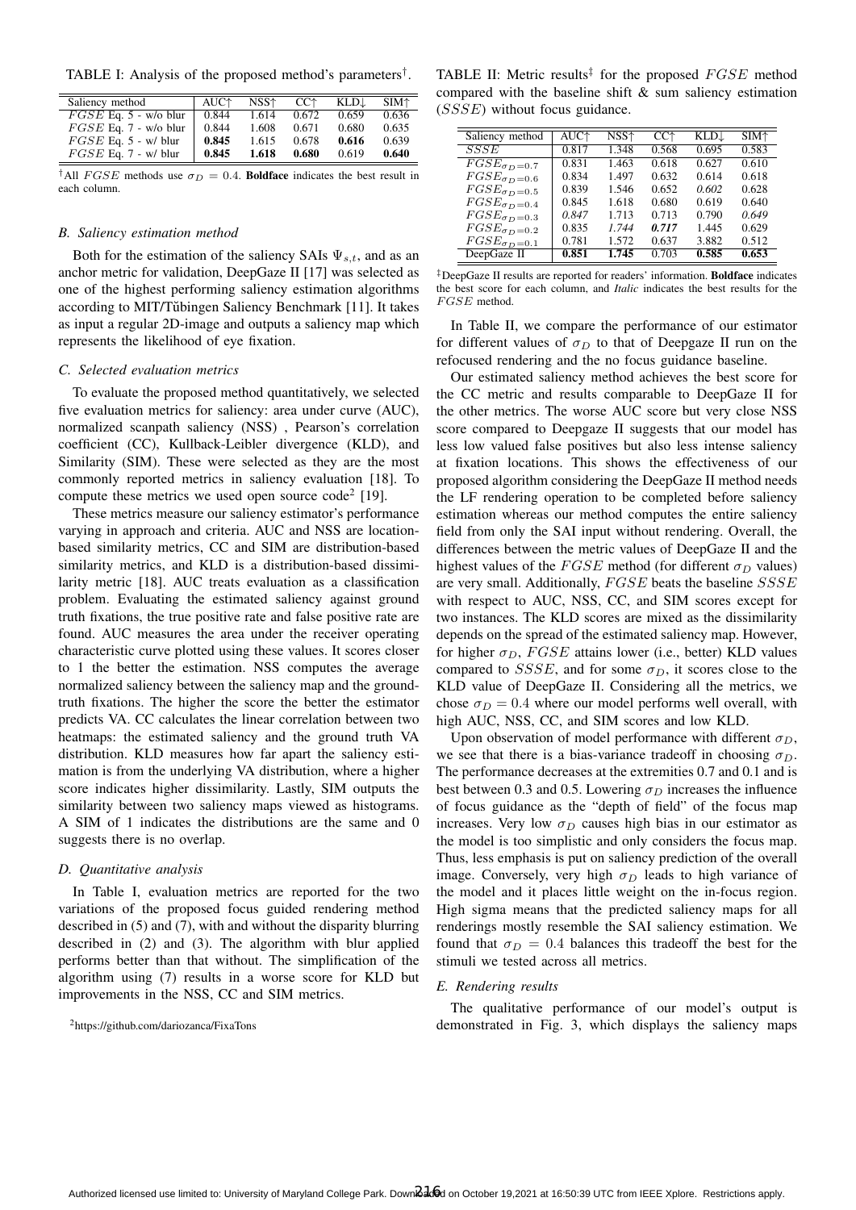TABLE I: Analysis of the proposed method's parameters†.

| Saliency method | AUC↑ | NSS↑ | CC↑ | KLD↓ | SIM↑ |
|---|---|---|---|---|---|
| $FGSE$ Eq. 5 - w/o blur | 0.844 | 1.614 | 0.672 | 0.659 | 0.636 |
| $FGSE$ Eq. 7 - w/o blur | 0.844 | 1.608 | 0.671 | 0.680 | 0.635 |
| $FGSE$ Eq. 5 - w/ blur | **0.845** | 1.615 | 0.678 | **0.616** | 0.639 |
| $FGSE$ Eq. 7 - w/ blur | **0.845** | **1.618** | **0.680** | 0.619 | **0.640** |

†All $FGSE$ methods use $\sigma_D = 0.4$. **Boldface** indicates the best result in each column.

### B. Saliency estimation method

Both for the estimation of the saliency SAIs $\Psi_{s,t}$, and as an anchor metric for validation, DeepGaze II [17] was selected as one of the highest performing saliency estimation algorithms according to MIT/Tübingen Saliency Benchmark [11]. It takes as input a regular 2D-image and outputs a saliency map which represents the likelihood of eye fixation.

### C. Selected evaluation metrics

To evaluate the proposed method quantitatively, we selected five evaluation metrics for saliency: area under curve (AUC), normalized scanpath saliency (NSS) , Pearson's correlation coefficient (CC), Kullback-Leibler divergence (KLD), and Similarity (SIM). These were selected as they are the most commonly reported metrics in saliency evaluation [18]. To compute these metrics we used open source code[2] [19].

These metrics measure our saliency estimator's performance varying in approach and criteria. AUC and NSS are location-based similarity metrics, CC and SIM are distribution-based similarity metrics, and KLD is a distribution-based dissimilarity metric [18]. AUC treats evaluation as a classification problem. Evaluating the estimated saliency against ground truth fixations, the true positive rate and false positive rate are found. AUC measures the area under the receiver operating characteristic curve plotted using these values. It scores closer to 1 the better the estimation. NSS computes the average normalized saliency between the saliency map and the ground-truth fixations. The higher the score the better the estimator predicts VA. CC calculates the linear correlation between two heatmaps: the estimated saliency and the ground truth VA distribution. KLD measures how far apart the saliency estimation is from the underlying VA distribution, where a higher score indicates higher dissimilarity. Lastly, SIM outputs the similarity between two saliency maps viewed as histograms. A SIM of 1 indicates the distributions are the same and 0 suggests there is no overlap.

### D. Quantitative analysis

In Table I, evaluation metrics are reported for the two variations of the proposed focus guided rendering method described in (5) and (7), with and without the disparity blurring described in (2) and (3). The algorithm with blur applied performs better than that without. The simplification of the algorithm using (7) results in a worse score for KLD but improvements in the NSS, CC and SIM metrics.

[2] https://github.com/dariozanca/FixaTons

TABLE II: Metric results‡ for the proposed $FGSE$ method compared with the baseline shift & sum saliency estimation ($SSSE$) without focus guidance.

| Saliency method | AUC↑ | NSS↑ | CC↑ | KLD↓ | SIM↑ |
|---|---|---|---|---|---|
| $SSSE$ | 0.817 | 1.348 | 0.568 | 0.695 | 0.583 |
| $FGSE_{\sigma_D=0.7}$ | 0.831 | 1.463 | 0.618 | 0.627 | 0.610 |
| $FGSE_{\sigma_D=0.6}$ | 0.834 | 1.497 | 0.632 | 0.614 | 0.618 |
| $FGSE_{\sigma_D=0.5}$ | 0.839 | 1.546 | 0.652 | *0.602* | 0.628 |
| $FGSE_{\sigma_D=0.4}$ | 0.845 | 1.618 | 0.680 | 0.619 | 0.640 |
| $FGSE_{\sigma_D=0.3}$ | *0.847* | 1.713 | 0.713 | 0.790 | *0.649* |
| $FGSE_{\sigma_D=0.2}$ | 0.835 | *1.744* | ***0.717*** | 1.445 | 0.629 |
| $FGSE_{\sigma_D=0.1}$ | 0.781 | 1.572 | 0.637 | 3.882 | 0.512 |
| DeepGaze II | **0.851** | **1.745** | 0.703 | **0.585** | **0.653** |

‡DeepGaze II results are reported for readers' information. **Boldface** indicates the best score for each column, and *Italic* indicates the best results for the $FGSE$ method.

In Table II, we compare the performance of our estimator for different values of $\sigma_D$ to that of Deepgaze II run on the refocused rendering and the no focus guidance baseline.

Our estimated saliency method achieves the best score for the CC metric and results comparable to DeepGaze II for the other metrics. The worse AUC score but very close NSS score compared to Deepgaze II suggests that our model has less low valued false positives but also less intense saliency at fixation locations. This shows the effectiveness of our proposed algorithm considering the DeepGaze II method needs the LF rendering operation to be completed before saliency estimation whereas our method computes the entire saliency field from only the SAI input without rendering. Overall, the differences between the metric values of DeepGaze II and the highest values of the $FGSE$ method (for different $\sigma_D$ values) are very small. Additionally, $FGSE$ beats the baseline $SSSE$ with respect to AUC, NSS, CC, and SIM scores except for two instances. The KLD scores are mixed as the dissimilarity depends on the spread of the estimated saliency map. However, for higher $\sigma_D$, $FGSE$ attains lower (i.e., better) KLD values compared to $SSSE$, and for some $\sigma_D$, it scores close to the KLD value of DeepGaze II. Considering all the metrics, we chose $\sigma_D = 0.4$ where our model performs well overall, with high AUC, NSS, CC, and SIM scores and low KLD.

Upon observation of model performance with different $\sigma_D$, we see that there is a bias-variance tradeoff in choosing $\sigma_D$. The performance decreases at the extremities 0.7 and 0.1 and is best between 0.3 and 0.5. Lowering $\sigma_D$ increases the influence of focus guidance as the "depth of field" of the focus map increases. Very low $\sigma_D$ causes high bias in our estimator as the model is too simplistic and only considers the focus map. Thus, less emphasis is put on saliency prediction of the overall image. Conversely, very high $\sigma_D$ leads to high variance of the model and it places little weight on the in-focus region. High sigma means that the predicted saliency maps for all renderings mostly resemble the SAI saliency estimation. We found that $\sigma_D = 0.4$ balances this tradeoff the best for the stimuli we tested across all metrics.

### E. Rendering results

The qualitative performance of our model's output is demonstrated in Fig. 3, which displays the saliency maps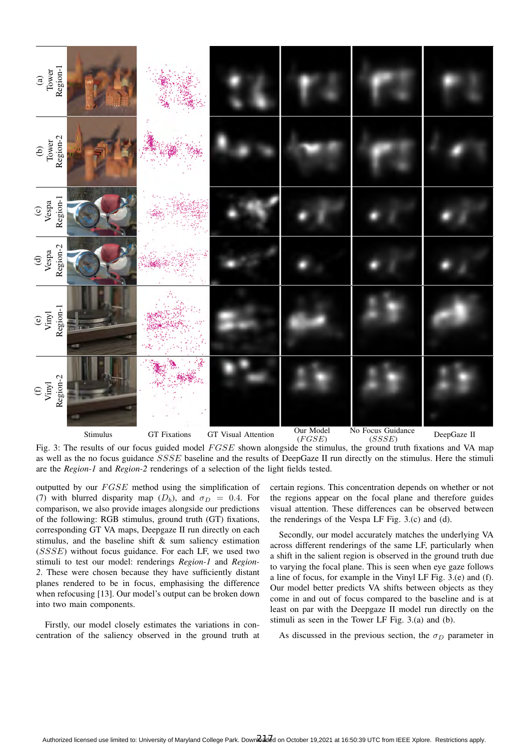Fig. 3: The results of our focus guided model $FGSE$ shown alongside the stimulus, the ground truth fixations and VA map as well as the no focus guidance $SSSE$ baseline and the results of DeepGaze II run directly on the stimulus. Here the stimuli are the *Region-1* and *Region-2* renderings of a selection of the light fields tested.

outputted by our $FGSE$ method using the simplification of (7) with blurred disparity map ($D_b$), and $\sigma_D = 0.4$. For comparison, we also provide images alongside our predictions of the following: RGB stimulus, ground truth (GT) fixations, corresponding GT VA maps, Deepgaze II run directly on each stimulus, and the baseline shift & sum saliency estimation ($SSSE$) without focus guidance. For each LF, we used two stimuli to test our model: renderings *Region-1* and *Region-2*. These were chosen because they have sufficiently distant planes rendered to be in focus, emphasising the difference when refocusing [13]. Our model's output can be broken down into two main components.

Firstly, our model closely estimates the variations in concentration of the saliency observed in the ground truth at certain regions. This concentration depends on whether or not the regions appear on the focal plane and therefore guides visual attention. These differences can be observed between the renderings of the Vespa LF Fig. 3.(c) and (d).

Secondly, our model accurately matches the underlying VA across different renderings of the same LF, particularly when a shift in the salient region is observed in the ground truth due to varying the focal plane. This is seen when eye gaze follows a line of focus, for example in the Vinyl LF Fig. 3.(e) and (f). Our model better predicts VA shifts between objects as they come in and out of focus compared to the baseline and is at least on par with the Deepgaze II model run directly on the stimuli as seen in the Tower LF Fig. 3.(a) and (b).

As discussed in the previous section, the $\sigma_D$ parameter in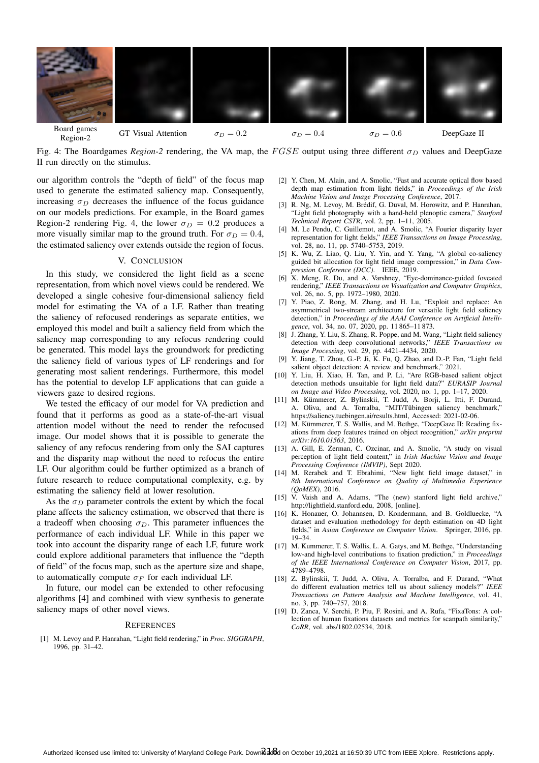Board games Region-2

GT Visual Attention

$\sigma_D = 0.2$

$\sigma_D = 0.4$

$\sigma_D = 0.6$

DeepGaze II

Fig. 4: The Boardgames *Region-2* rendering, the VA map, the $FGSE$ output using three different $\sigma_D$ values and DeepGaze II run directly on the stimulus.

our algorithm controls the "depth of field" of the focus map used to generate the estimated saliency map. Consequently, increasing $\sigma_D$ decreases the influence of the focus guidance on our models predictions. For example, in the Board games Region-2 rendering Fig. 4, the lower $\sigma_D = 0.2$ produces a more visually similar map to the ground truth. For $\sigma_D = 0.4$, the estimated saliency over extends outside the region of focus.

## V. Conclusion

In this study, we considered the light field as a scene representation, from which novel views could be rendered. We developed a single cohesive four-dimensional saliency field model for estimating the VA of a LF. Rather than treating the saliency of refocused renderings as separate entities, we employed this model and built a saliency field from which the saliency map corresponding to any refocus rendering could be generated. This model lays the groundwork for predicting the saliency field of various types of LF renderings and for generating most salient renderings. Furthermore, this model has the potential to develop LF applications that can guide a viewers gaze to desired regions.

We tested the efficacy of our model for VA prediction and found that it performs as good as a state-of-the-art visual attention model without the need to render the refocused image. Our model shows that it is possible to generate the saliency of any refocus rendering from only the SAI captures and the disparity map without the need to refocus the entire LF. Our algorithm could be further optimized as a branch of future research to reduce computational complexity, e.g. by estimating the saliency field at lower resolution.

As the $\sigma_D$ parameter controls the extent by which the focal plane affects the saliency estimation, we observed that there is a tradeoff when choosing $\sigma_D$. This parameter influences the performance of each individual LF. While in this paper we took into account the disparity range of each LF, future work could explore additional parameters that influence the "depth of field" of the focus map, such as the aperture size and shape, to automatically compute $\sigma_F$ for each individual LF.

In future, our model can be extended to other refocusing algorithms [4] and combined with view synthesis to generate saliency maps of other novel views.

## References

[1] M. Levoy and P. Hanrahan, "Light field rendering," in *Proc. SIGGRAPH*, 1996, pp. 31–42.

[2] Y. Chen, M. Alain, and A. Smolic, "Fast and accurate optical flow based depth map estimation from light fields," in *Proceedings of the Irish Machine Vision and Image Processing Conference*, 2017.

[3] R. Ng, M. Levoy, M. Brédif, G. Duval, M. Horowitz, and P. Hanrahan, "Light field photography with a hand-held plenoptic camera," *Stanford Technical Report CSTR*, vol. 2, pp. 1–11, 2005.

[4] M. Le Pendu, C. Guillemot, and A. Smolic, "A Fourier disparity layer representation for light fields," *IEEE Transactions on Image Processing*, vol. 28, no. 11, pp. 5740–5753, 2019.

[5] K. Wu, Z. Liao, Q. Liu, Y. Yin, and Y. Yang, "A global co-saliency guided bit allocation for light field image compression," in *Data Compression Conference (DCC)*. IEEE, 2019.

[6] X. Meng, R. Du, and A. Varshney, "Eye-dominance-guided foveated rendering," *IEEE Transactions on Visualization and Computer Graphics*, vol. 26, no. 5, pp. 1972–1980, 2020.

[7] Y. Piao, Z. Rong, M. Zhang, and H. Lu, "Exploit and replace: An asymmetrical two-stream architecture for versatile light field saliency detection," in *Proceedings of the AAAI Conference on Artificial Intelligence*, vol. 34, no. 07, 2020, pp. 11 865–11 873.

[8] J. Zhang, Y. Liu, S. Zhang, R. Poppe, and M. Wang, "Light field saliency detection with deep convolutional networks," *IEEE Transactions on Image Processing*, vol. 29, pp. 4421–4434, 2020.

[9] Y. Jiang, T. Zhou, G.-P. Ji, K. Fu, Q. Zhao, and D.-P. Fan, "Light field salient object detection: A review and benchmark," 2021.

[10] Y. Liu, H. Xiao, H. Tan, and P. Li, "Are RGB-based salient object detection methods unsuitable for light field data?" *EURASIP Journal on Image and Video Processing*, vol. 2020, no. 1, pp. 1–17, 2020.

[11] M. Kümmerer, Z. Bylinskii, T. Judd, A. Borji, L. Itti, F. Durand, A. Oliva, and A. Torralba, "MIT/Tübingen saliency benchmark," https://saliency.tuebingen.ai/results.html, Accessed: 2021-02-06.

[12] M. Kümmerer, T. S. Wallis, and M. Bethge, "DeepGaze II: Reading fixations from deep features trained on object recognition," *arXiv preprint arXiv:1610.01563*, 2016.

[13] A. Gill, E. Zerman, C. Ozcinar, and A. Smolic, "A study on visual perception of light field content," in *Irish Machine Vision and Image Processing Conference (IMVIP)*, Sept 2020.

[14] M. Rerabek and T. Ebrahimi, "New light field image dataset," in *8th International Conference on Quality of Multimedia Experience (QoMEX)*, 2016.

[15] V. Vaish and A. Adams, "The (new) stanford light field archive," http://lightfield.stanford.edu, 2008, [online].

[16] K. Honauer, O. Johannsen, D. Kondermann, and B. Goldluecke, "A dataset and evaluation methodology for depth estimation on 4D light fields," in *Asian Conference on Computer Vision*. Springer, 2016, pp. 19–34.

[17] M. Kummerer, T. S. Wallis, L. A. Gatys, and M. Bethge, "Understanding low-and high-level contributions to fixation prediction," in *Proceedings of the IEEE International Conference on Computer Vision*, 2017, pp. 4789–4798.

[18] Z. Bylinskii, T. Judd, A. Oliva, A. Torralba, and F. Durand, "What do different evaluation metrics tell us about saliency models?" *IEEE Transactions on Pattern Analysis and Machine Intelligence*, vol. 41, no. 3, pp. 740–757, 2018.

[19] D. Zanca, V. Serchi, P. Piu, F. Rosini, and A. Rufa, "FixaTons: A collection of human fixations datasets and metrics for scanpath similarity," *CoRR*, vol. abs/1802.02534, 2018.